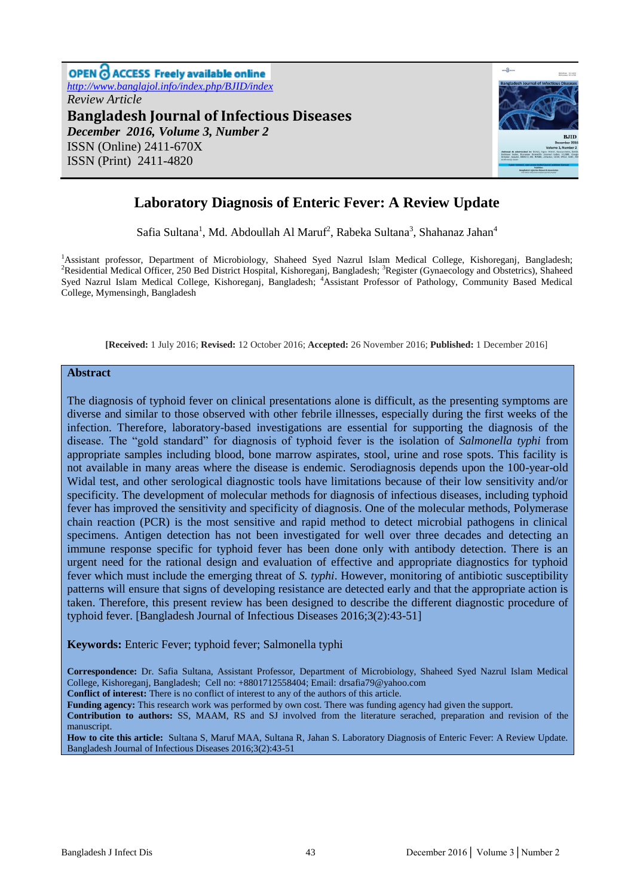OPEN ACCESS Freely available online

http://www.banglajol.info/index.php/BJID/index

*Review Article*

**Bangladesh Journal of Infectious Diseases**

***December 2016, Volume 3, Number 2***

ISSN (Online) 2411-670X

ISSN (Print) 2411-4820

# Laboratory Diagnosis of Enteric Fever: A Review Update

Safia Sultana[1], Md. Abdoullah Al Maruf[2], Rabeka Sultana[3], Shahanaz Jahan[4]

[1]Assistant professor, Department of Microbiology, Shaheed Syed Nazrul Islam Medical College, Kishoreganj, Bangladesh; [2]Residential Medical Officer, 250 Bed District Hospital, Kishoreganj, Bangladesh; [3]Register (Gynaecology and Obstetrics), Shaheed Syed Nazrul Islam Medical College, Kishoreganj, Bangladesh; [4]Assistant Professor of Pathology, Community Based Medical College, Mymensingh, Bangladesh

[**Received:** 1 July 2016; **Revised:** 12 October 2016; **Accepted:** 26 November 2016; **Published:** 1 December 2016]

## Abstract

The diagnosis of typhoid fever on clinical presentations alone is difficult, as the presenting symptoms are diverse and similar to those observed with other febrile illnesses, especially during the first weeks of the infection. Therefore, laboratory-based investigations are essential for supporting the diagnosis of the disease. The "gold standard" for diagnosis of typhoid fever is the isolation of *Salmonella typhi* from appropriate samples including blood, bone marrow aspirates, stool, urine and rose spots. This facility is not available in many areas where the disease is endemic. Serodiagnosis depends upon the 100-year-old Widal test, and other serological diagnostic tools have limitations because of their low sensitivity and/or specificity. The development of molecular methods for diagnosis of infectious diseases, including typhoid fever has improved the sensitivity and specificity of diagnosis. One of the molecular methods, Polymerase chain reaction (PCR) is the most sensitive and rapid method to detect microbial pathogens in clinical specimens. Antigen detection has not been investigated for well over three decades and detecting an immune response specific for typhoid fever has been done only with antibody detection. There is an urgent need for the rational design and evaluation of effective and appropriate diagnostics for typhoid fever which must include the emerging threat of *S. typhi*. However, monitoring of antibiotic susceptibility patterns will ensure that signs of developing resistance are detected early and that the appropriate action is taken. Therefore, this present review has been designed to describe the different diagnostic procedure of typhoid fever. [Bangladesh Journal of Infectious Diseases 2016;3(2):43-51]

**Keywords:** Enteric Fever; typhoid fever; Salmonella typhi

**Correspondence:** Dr. Safia Sultana, Assistant Professor, Department of Microbiology, Shaheed Syed Nazrul Islam Medical College, Kishoreganj, Bangladesh; Cell no: +8801712558404; Email: drsafia79@yahoo.com

**Conflict of interest:** There is no conflict of interest to any of the authors of this article.

**Funding agency:** This research work was performed by own cost. There was funding agency had given the support.

**Contribution to authors:** SS, MAAM, RS and SJ involved from the literature serached, preparation and revision of the manuscript.

**How to cite this article:** Sultana S, Maruf MAA, Sultana R, Jahan S. Laboratory Diagnosis of Enteric Fever: A Review Update. Bangladesh Journal of Infectious Diseases 2016;3(2):43-51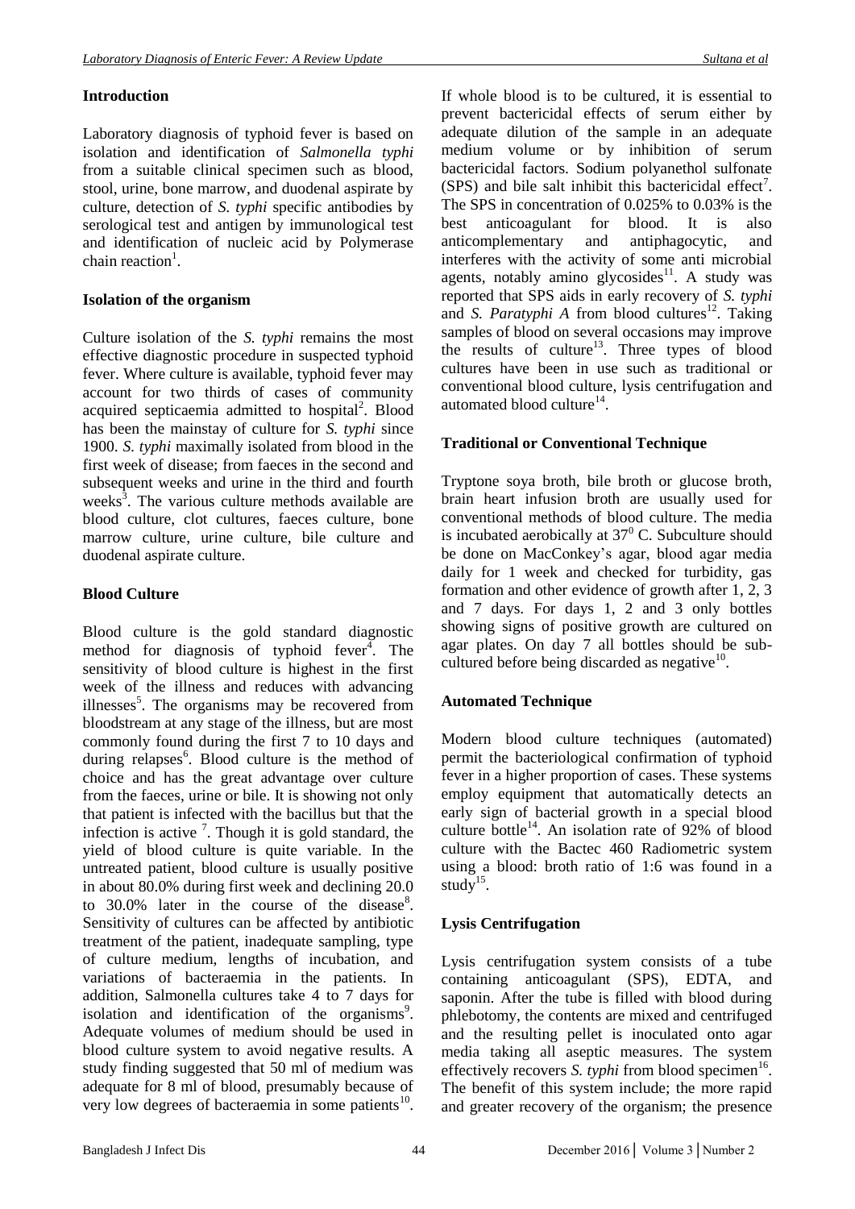## Introduction

Laboratory diagnosis of typhoid fever is based on isolation and identification of *Salmonella typhi* from a suitable clinical specimen such as blood, stool, urine, bone marrow, and duodenal aspirate by culture, detection of *S. typhi* specific antibodies by serological test and antigen by immunological test and identification of nucleic acid by Polymerase chain reaction[1].

## Isolation of the organism

Culture isolation of the *S. typhi* remains the most effective diagnostic procedure in suspected typhoid fever. Where culture is available, typhoid fever may account for two thirds of cases of community acquired septicaemia admitted to hospital[2]. Blood has been the mainstay of culture for *S. typhi* since 1900. *S. typhi* maximally isolated from blood in the first week of disease; from faeces in the second and subsequent weeks and urine in the third and fourth weeks[3]. The various culture methods available are blood culture, clot cultures, faeces culture, bone marrow culture, urine culture, bile culture and duodenal aspirate culture.

## Blood Culture

Blood culture is the gold standard diagnostic method for diagnosis of typhoid fever[4]. The sensitivity of blood culture is highest in the first week of the illness and reduces with advancing illnesses[5]. The organisms may be recovered from bloodstream at any stage of the illness, but are most commonly found during the first 7 to 10 days and during relapses[6]. Blood culture is the method of choice and has the great advantage over culture from the faeces, urine or bile. It is showing not only that patient is infected with the bacillus but that the infection is active [7]. Though it is gold standard, the yield of blood culture is quite variable. In the untreated patient, blood culture is usually positive in about 80.0% during first week and declining 20.0 to 30.0% later in the course of the disease[8]. Sensitivity of cultures can be affected by antibiotic treatment of the patient, inadequate sampling, type of culture medium, lengths of incubation, and variations of bacteraemia in the patients. In addition, Salmonella cultures take 4 to 7 days for isolation and identification of the organisms[9]. Adequate volumes of medium should be used in blood culture system to avoid negative results. A study finding suggested that 50 ml of medium was adequate for 8 ml of blood, presumably because of very low degrees of bacteraemia in some patients[10].

If whole blood is to be cultured, it is essential to prevent bactericidal effects of serum either by adequate dilution of the sample in an adequate medium volume or by inhibition of serum bactericidal factors. Sodium polyanethol sulfonate (SPS) and bile salt inhibit this bactericidal effect[7]. The SPS in concentration of 0.025% to 0.03% is the best anticoagulant for blood. It is also anticomplementary and antiphagocytic, and interferes with the activity of some anti microbial agents, notably amino glycosides[11]. A study was reported that SPS aids in early recovery of *S. typhi* and *S. Paratyphi A* from blood cultures[12]. Taking samples of blood on several occasions may improve the results of culture[13]. Three types of blood cultures have been in use such as traditional or conventional blood culture, lysis centrifugation and automated blood culture[14].

## Traditional or Conventional Technique

Tryptone soya broth, bile broth or glucose broth, brain heart infusion broth are usually used for conventional methods of blood culture. The media is incubated aerobically at $37^0$ C. Subculture should be done on MacConkey's agar, blood agar media daily for 1 week and checked for turbidity, gas formation and other evidence of growth after 1, 2, 3 and 7 days. For days 1, 2 and 3 only bottles showing signs of positive growth are cultured on agar plates. On day 7 all bottles should be sub-cultured before being discarded as negative[10].

## Automated Technique

Modern blood culture techniques (automated) permit the bacteriological confirmation of typhoid fever in a higher proportion of cases. These systems employ equipment that automatically detects an early sign of bacterial growth in a special blood culture bottle[14]. An isolation rate of 92% of blood culture with the Bactec 460 Radiometric system using a blood: broth ratio of 1:6 was found in a study[15].

## Lysis Centrifugation

Lysis centrifugation system consists of a tube containing anticoagulant (SPS), EDTA, and saponin. After the tube is filled with blood during phlebotomy, the contents are mixed and centrifuged and the resulting pellet is inoculated onto agar media taking all aseptic measures. The system effectively recovers *S. typhi* from blood specimen[16]. The benefit of this system include; the more rapid and greater recovery of the organism; the presence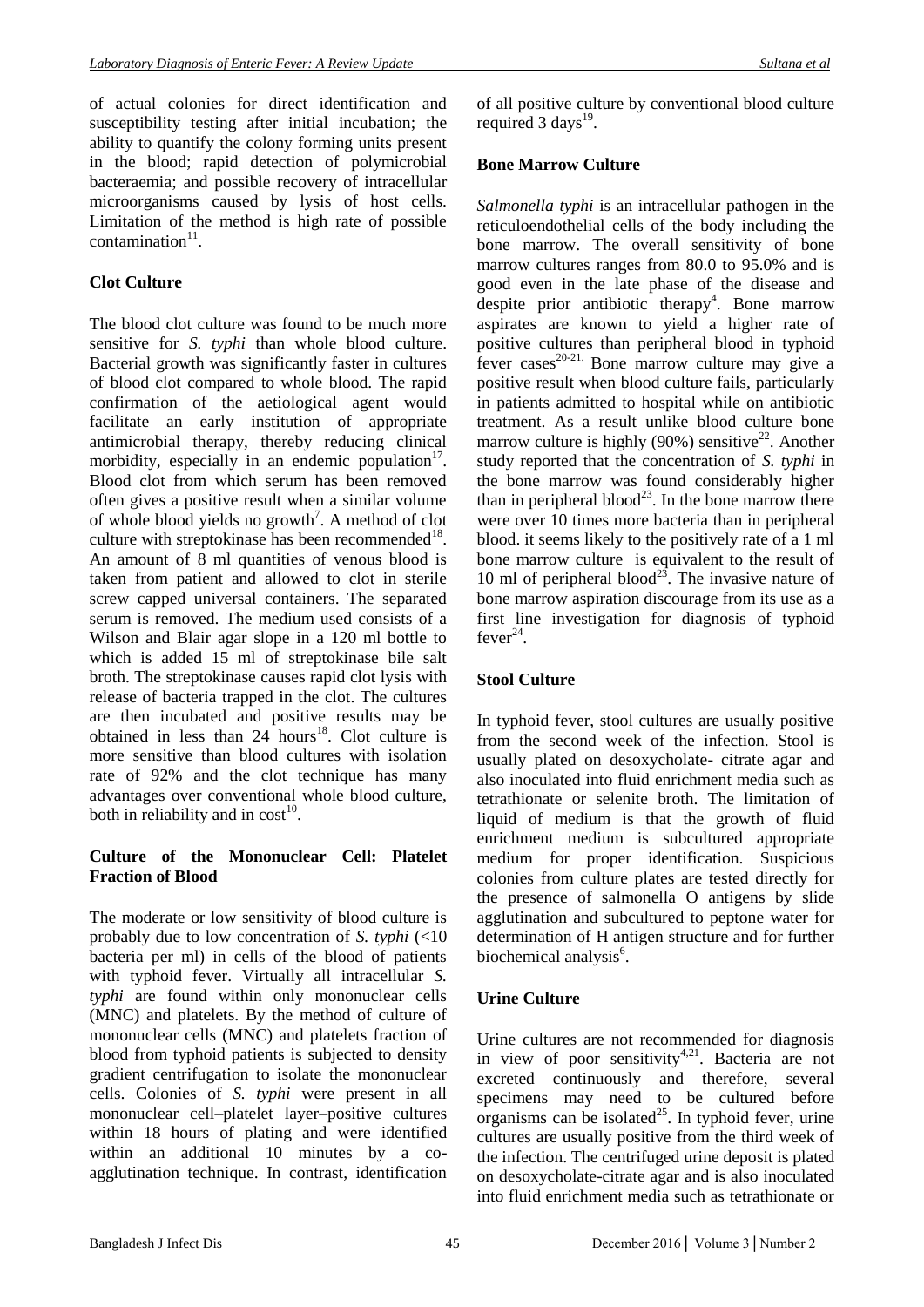of actual colonies for direct identification and susceptibility testing after initial incubation; the ability to quantify the colony forming units present in the blood; rapid detection of polymicrobial bacteraemia; and possible recovery of intracellular microorganisms caused by lysis of host cells. Limitation of the method is high rate of possible contamination[11].

**Clot Culture**

The blood clot culture was found to be much more sensitive for *S. typhi* than whole blood culture. Bacterial growth was significantly faster in cultures of blood clot compared to whole blood. The rapid confirmation of the aetiological agent would facilitate an early institution of appropriate antimicrobial therapy, thereby reducing clinical morbidity, especially in an endemic population[17]. Blood clot from which serum has been removed often gives a positive result when a similar volume of whole blood yields no growth[7]. A method of clot culture with streptokinase has been recommended[18]. An amount of 8 ml quantities of venous blood is taken from patient and allowed to clot in sterile screw capped universal containers. The separated serum is removed. The medium used consists of a Wilson and Blair agar slope in a 120 ml bottle to which is added 15 ml of streptokinase bile salt broth. The streptokinase causes rapid clot lysis with release of bacteria trapped in the clot. The cultures are then incubated and positive results may be obtained in less than 24 hours[18]. Clot culture is more sensitive than blood cultures with isolation rate of 92% and the clot technique has many advantages over conventional whole blood culture, both in reliability and in cost[10].

**Culture of the Mononuclear Cell: Platelet Fraction of Blood**

The moderate or low sensitivity of blood culture is probably due to low concentration of *S. typhi* (<10 bacteria per ml) in cells of the blood of patients with typhoid fever. Virtually all intracellular *S. typhi* are found within only mononuclear cells (MNC) and platelets. By the method of culture of mononuclear cells (MNC) and platelets fraction of blood from typhoid patients is subjected to density gradient centrifugation to isolate the mononuclear cells. Colonies of *S. typhi* were present in all mononuclear cell–platelet layer–positive cultures within 18 hours of plating and were identified within an additional 10 minutes by a co-agglutination technique. In contrast, identification of all positive culture by conventional blood culture required 3 days[19].

**Bone Marrow Culture**

*Salmonella typhi* is an intracellular pathogen in the reticuloendothelial cells of the body including the bone marrow. The overall sensitivity of bone marrow cultures ranges from 80.0 to 95.0% and is good even in the late phase of the disease and despite prior antibiotic therapy[4]. Bone marrow aspirates are known to yield a higher rate of positive cultures than peripheral blood in typhoid fever cases[20-21]. Bone marrow culture may give a positive result when blood culture fails, particularly in patients admitted to hospital while on antibiotic treatment. As a result unlike blood culture bone marrow culture is highly (90%) sensitive[22]. Another study reported that the concentration of *S. typhi* in the bone marrow was found considerably higher than in peripheral blood[23]. In the bone marrow there were over 10 times more bacteria than in peripheral blood. it seems likely to the positively rate of a 1 ml bone marrow culture is equivalent to the result of 10 ml of peripheral blood[23]. The invasive nature of bone marrow aspiration discourage from its use as a first line investigation for diagnosis of typhoid fever[24].

**Stool Culture**

In typhoid fever, stool cultures are usually positive from the second week of the infection. Stool is usually plated on desoxycholate- citrate agar and also inoculated into fluid enrichment media such as tetrathionate or selenite broth. The limitation of liquid of medium is that the growth of fluid enrichment medium is subcultured appropriate medium for proper identification. Suspicious colonies from culture plates are tested directly for the presence of salmonella O antigens by slide agglutination and subcultured to peptone water for determination of H antigen structure and for further biochemical analysis[6].

**Urine Culture**

Urine cultures are not recommended for diagnosis in view of poor sensitivity[4,21]. Bacteria are not excreted continuously and therefore, several specimens may need to be cultured before organisms can be isolated[25]. In typhoid fever, urine cultures are usually positive from the third week of the infection. The centrifuged urine deposit is plated on desoxycholate-citrate agar and is also inoculated into fluid enrichment media such as tetrathionate or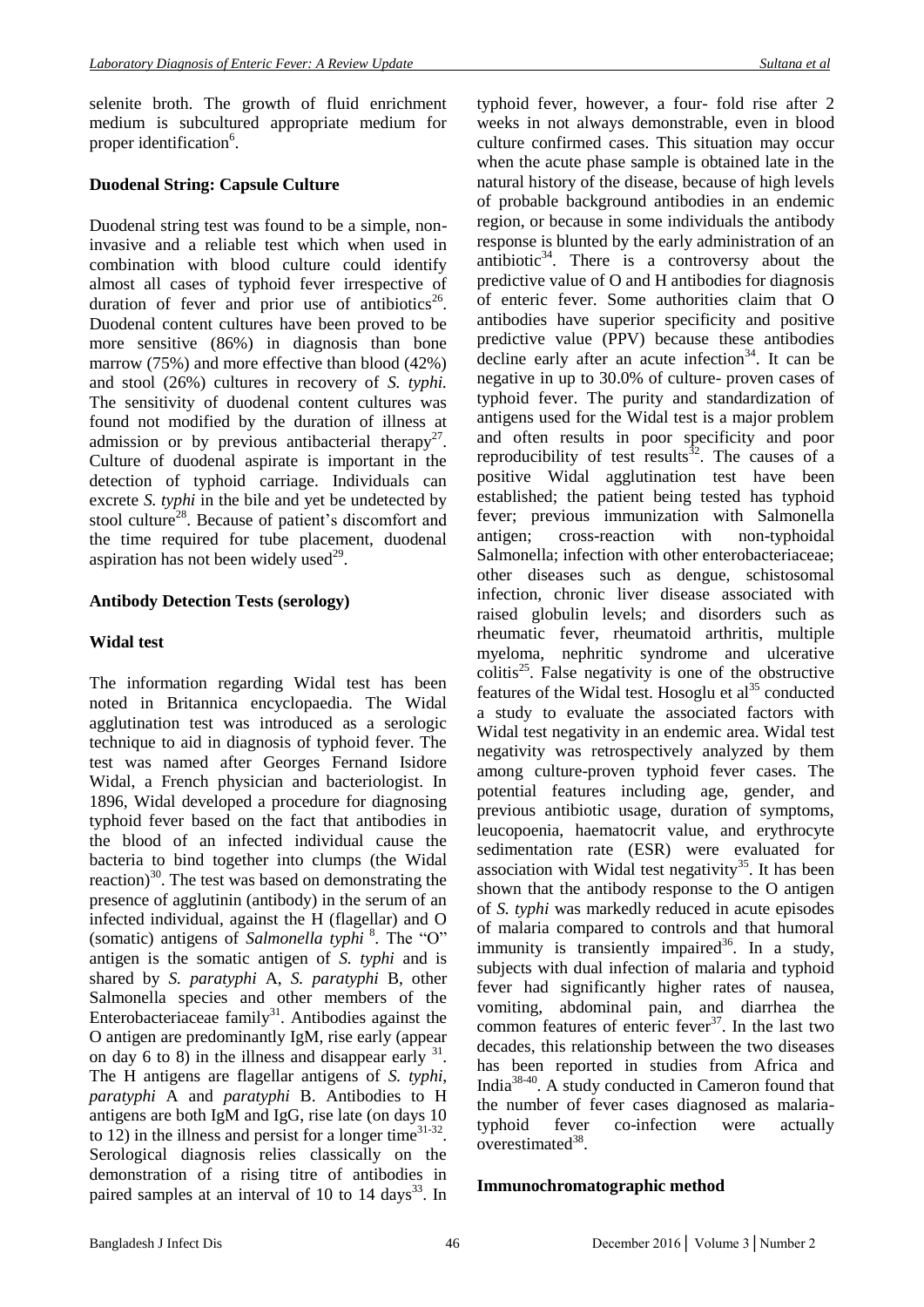selenite broth. The growth of fluid enrichment medium is subcultured appropriate medium for proper identification[6].

### Duodenal String: Capsule Culture

Duodenal string test was found to be a simple, non-invasive and a reliable test which when used in combination with blood culture could identify almost all cases of typhoid fever irrespective of duration of fever and prior use of antibiotics[26]. Duodenal content cultures have been proved to be more sensitive (86%) in diagnosis than bone marrow (75%) and more effective than blood (42%) and stool (26%) cultures in recovery of *S. typhi.* The sensitivity of duodenal content cultures was found not modified by the duration of illness at admission or by previous antibacterial therapy[27]. Culture of duodenal aspirate is important in the detection of typhoid carriage. Individuals can excrete *S. typhi* in the bile and yet be undetected by stool culture[28]. Because of patient's discomfort and the time required for tube placement, duodenal aspiration has not been widely used[29].

### Antibody Detection Tests (serology)

### Widal test

The information regarding Widal test has been noted in Britannica encyclopaedia. The Widal agglutination test was introduced as a serologic technique to aid in diagnosis of typhoid fever. The test was named after Georges Fernand Isidore Widal, a French physician and bacteriologist. In 1896, Widal developed a procedure for diagnosing typhoid fever based on the fact that antibodies in the blood of an infected individual cause the bacteria to bind together into clumps (the Widal reaction)[30]. The test was based on demonstrating the presence of agglutinin (antibody) in the serum of an infected individual, against the H (flagellar) and O (somatic) antigens of *Salmonella typhi* [8]. The "O" antigen is the somatic antigen of *S. typhi* and is shared by *S. paratyphi* A, *S. paratyphi* B, other Salmonella species and other members of the Enterobacteriaceae family[31]. Antibodies against the O antigen are predominantly IgM, rise early (appear on day 6 to 8) in the illness and disappear early [31]. The H antigens are flagellar antigens of *S. typhi*, *paratyphi* A and *paratyphi* B. Antibodies to H antigens are both IgM and IgG, rise late (on days 10 to 12) in the illness and persist for a longer time[31-32]. Serological diagnosis relies classically on the demonstration of a rising titre of antibodies in paired samples at an interval of 10 to 14 days[33]. In typhoid fever, however, a four- fold rise after 2 weeks in not always demonstrable, even in blood culture confirmed cases. This situation may occur when the acute phase sample is obtained late in the natural history of the disease, because of high levels of probable background antibodies in an endemic region, or because in some individuals the antibody response is blunted by the early administration of an antibiotic[34]. There is a controversy about the predictive value of O and H antibodies for diagnosis of enteric fever. Some authorities claim that O antibodies have superior specificity and positive predictive value (PPV) because these antibodies decline early after an acute infection[34]. It can be negative in up to 30.0% of culture- proven cases of typhoid fever. The purity and standardization of antigens used for the Widal test is a major problem and often results in poor specificity and poor reproducibility of test results[32]. The causes of a positive Widal agglutination test have been established; the patient being tested has typhoid fever; previous immunization with Salmonella antigen; cross-reaction with non-typhoidal Salmonella; infection with other enterobacteriaceae; other diseases such as dengue, schistosomal infection, chronic liver disease associated with raised globulin levels; and disorders such as rheumatic fever, rheumatoid arthritis, multiple myeloma, nephritic syndrome and ulcerative colitis[25]. False negativity is one of the obstructive features of the Widal test. Hosoglu et al[35] conducted a study to evaluate the associated factors with Widal test negativity in an endemic area. Widal test negativity was retrospectively analyzed by them among culture-proven typhoid fever cases. The potential features including age, gender, and previous antibiotic usage, duration of symptoms, leucopoenia, haematocrit value, and erythrocyte sedimentation rate (ESR) were evaluated for association with Widal test negativity[35]. It has been shown that the antibody response to the O antigen of *S. typhi* was markedly reduced in acute episodes of malaria compared to controls and that humoral immunity is transiently impaired[36]. In a study, subjects with dual infection of malaria and typhoid fever had significantly higher rates of nausea, vomiting, abdominal pain, and diarrhea the common features of enteric fever[37]. In the last two decades, this relationship between the two diseases has been reported in studies from Africa and India[38-40]. A study conducted in Cameron found that the number of fever cases diagnosed as malaria-typhoid fever co-infection were actually overestimated[38].

### Immunochromatographic method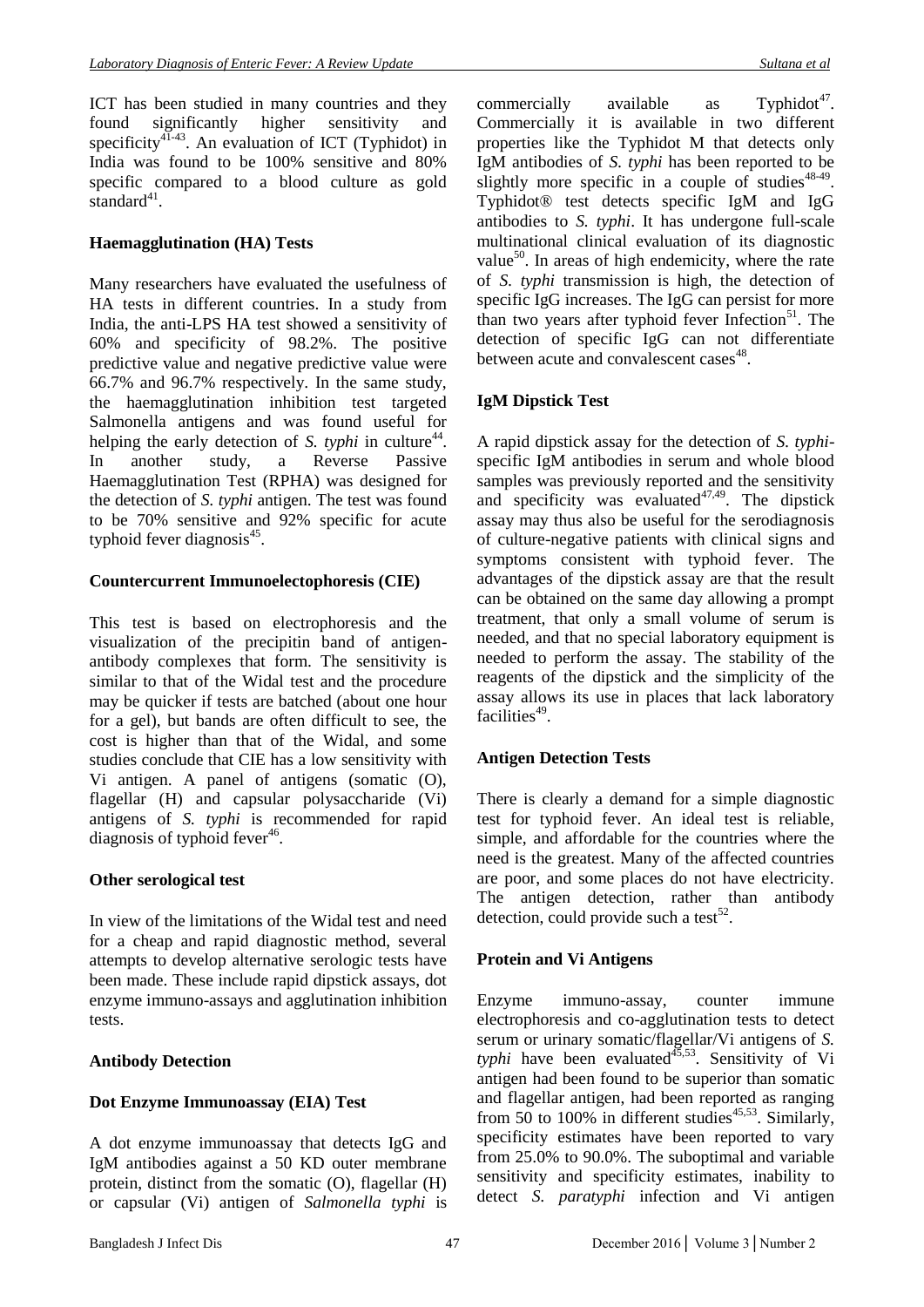ICT has been studied in many countries and they found significantly higher sensitivity and specificity[41-43]. An evaluation of ICT (Typhidot) in India was found to be 100% sensitive and 80% specific compared to a blood culture as gold standard[41].

**Haemagglutination (HA) Tests**

Many researchers have evaluated the usefulness of HA tests in different countries. In a study from India, the anti-LPS HA test showed a sensitivity of 60% and specificity of 98.2%. The positive predictive value and negative predictive value were 66.7% and 96.7% respectively. In the same study, the haemagglutination inhibition test targeted Salmonella antigens and was found useful for helping the early detection of *S. typhi* in culture[44]. In another study, a Reverse Passive Haemagglutination Test (RPHA) was designed for the detection of *S. typhi* antigen. The test was found to be 70% sensitive and 92% specific for acute typhoid fever diagnosis[45].

**Countercurrent Immunoelectophoresis (CIE)**

This test is based on electrophoresis and the visualization of the precipitin band of antigen-antibody complexes that form. The sensitivity is similar to that of the Widal test and the procedure may be quicker if tests are batched (about one hour for a gel), but bands are often difficult to see, the cost is higher than that of the Widal, and some studies conclude that CIE has a low sensitivity with Vi antigen. A panel of antigens (somatic (O), flagellar (H) and capsular polysaccharide (Vi) antigens of *S. typhi* is recommended for rapid diagnosis of typhoid fever[46].

**Other serological test**

In view of the limitations of the Widal test and need for a cheap and rapid diagnostic method, several attempts to develop alternative serologic tests have been made. These include rapid dipstick assays, dot enzyme immuno-assays and agglutination inhibition tests.

**Antibody Detection**

**Dot Enzyme Immunoassay (EIA) Test**

A dot enzyme immunoassay that detects IgG and IgM antibodies against a 50 KD outer membrane protein, distinct from the somatic (O), flagellar (H) or capsular (Vi) antigen of *Salmonella typhi* is commercially available as Typhidot[47]. Commercially it is available in two different properties like the Typhidot M that detects only IgM antibodies of *S. typhi* has been reported to be slightly more specific in a couple of studies[48-49]. Typhidot® test detects specific IgM and IgG antibodies to *S. typhi*. It has undergone full-scale multinational clinical evaluation of its diagnostic value[50]. In areas of high endemicity, where the rate of *S. typhi* transmission is high, the detection of specific IgG increases. The IgG can persist for more than two years after typhoid fever Infection[51]. The detection of specific IgG can not differentiate between acute and convalescent cases[48].

**IgM Dipstick Test**

A rapid dipstick assay for the detection of *S. typhi*-specific IgM antibodies in serum and whole blood samples was previously reported and the sensitivity and specificity was evaluated[47,49]. The dipstick assay may thus also be useful for the serodiagnosis of culture-negative patients with clinical signs and symptoms consistent with typhoid fever. The advantages of the dipstick assay are that the result can be obtained on the same day allowing a prompt treatment, that only a small volume of serum is needed, and that no special laboratory equipment is needed to perform the assay. The stability of the reagents of the dipstick and the simplicity of the assay allows its use in places that lack laboratory facilities[49].

**Antigen Detection Tests**

There is clearly a demand for a simple diagnostic test for typhoid fever. An ideal test is reliable, simple, and affordable for the countries where the need is the greatest. Many of the affected countries are poor, and some places do not have electricity. The antigen detection, rather than antibody detection, could provide such a test[52].

**Protein and Vi Antigens**

Enzyme immuno-assay, counter immune electrophoresis and co-agglutination tests to detect serum or urinary somatic/flagellar/Vi antigens of *S. typhi* have been evaluated[45,53]. Sensitivity of Vi antigen had been found to be superior than somatic and flagellar antigen, had been reported as ranging from 50 to 100% in different studies[45,53]. Similarly, specificity estimates have been reported to vary from 25.0% to 90.0%. The suboptimal and variable sensitivity and specificity estimates, inability to detect *S. paratyphi* infection and Vi antigen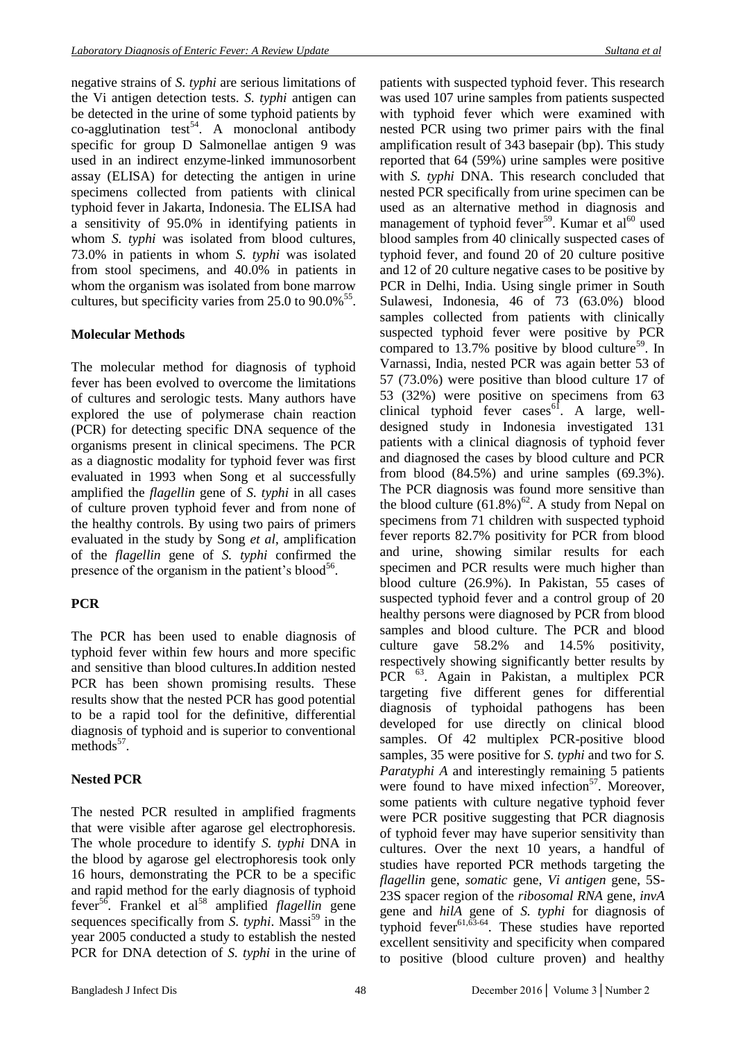negative strains of *S. typhi* are serious limitations of the Vi antigen detection tests. *S. typhi* antigen can be detected in the urine of some typhoid patients by co-agglutination test[54]. A monoclonal antibody specific for group D Salmonellae antigen 9 was used in an indirect enzyme-linked immunosorbent assay (ELISA) for detecting the antigen in urine specimens collected from patients with clinical typhoid fever in Jakarta, Indonesia. The ELISA had a sensitivity of 95.0% in identifying patients in whom *S. typhi* was isolated from blood cultures, 73.0% in patients in whom *S. typhi* was isolated from stool specimens, and 40.0% in patients in whom the organism was isolated from bone marrow cultures, but specificity varies from 25.0 to 90.0%[55].

**Molecular Methods**

The molecular method for diagnosis of typhoid fever has been evolved to overcome the limitations of cultures and serologic tests. Many authors have explored the use of polymerase chain reaction (PCR) for detecting specific DNA sequence of the organisms present in clinical specimens. The PCR as a diagnostic modality for typhoid fever was first evaluated in 1993 when Song et al successfully amplified the *flagellin* gene of *S. typhi* in all cases of culture proven typhoid fever and from none of the healthy controls. By using two pairs of primers evaluated in the study by Song *et al*, amplification of the *flagellin* gene of *S. typhi* confirmed the presence of the organism in the patient's blood[56].

**PCR**

The PCR has been used to enable diagnosis of typhoid fever within few hours and more specific and sensitive than blood cultures.In addition nested PCR has been shown promising results. These results show that the nested PCR has good potential to be a rapid tool for the definitive, differential diagnosis of typhoid and is superior to conventional methods[57].

**Nested PCR**

The nested PCR resulted in amplified fragments that were visible after agarose gel electrophoresis. The whole procedure to identify *S. typhi* DNA in the blood by agarose gel electrophoresis took only 16 hours, demonstrating the PCR to be a specific and rapid method for the early diagnosis of typhoid fever[56]. Frankel et al[58] amplified *flagellin* gene sequences specifically from *S. typhi*. Massi[59] in the year 2005 conducted a study to establish the nested PCR for DNA detection of *S. typhi* in the urine of patients with suspected typhoid fever. This research was used 107 urine samples from patients suspected with typhoid fever which were examined with nested PCR using two primer pairs with the final amplification result of 343 basepair (bp). This study reported that 64 (59%) urine samples were positive with *S. typhi* DNA. This research concluded that nested PCR specifically from urine specimen can be used as an alternative method in diagnosis and management of typhoid fever[59]. Kumar et al[60] used blood samples from 40 clinically suspected cases of typhoid fever, and found 20 of 20 culture positive and 12 of 20 culture negative cases to be positive by PCR in Delhi, India. Using single primer in South Sulawesi, Indonesia, 46 of 73 (63.0%) blood samples collected from patients with clinically suspected typhoid fever were positive by PCR compared to 13.7% positive by blood culture[59]. In Varnassi, India, nested PCR was again better 53 of 57 (73.0%) were positive than blood culture 17 of 53 (32%) were positive on specimens from 63 clinical typhoid fever cases[61]. A large, well-designed study in Indonesia investigated 131 patients with a clinical diagnosis of typhoid fever and diagnosed the cases by blood culture and PCR from blood (84.5%) and urine samples (69.3%). The PCR diagnosis was found more sensitive than the blood culture (61.8%)[62]. A study from Nepal on specimens from 71 children with suspected typhoid fever reports 82.7% positivity for PCR from blood and urine, showing similar results for each specimen and PCR results were much higher than blood culture (26.9%). In Pakistan, 55 cases of suspected typhoid fever and a control group of 20 healthy persons were diagnosed by PCR from blood samples and blood culture. The PCR and blood culture gave 58.2% and 14.5% positivity, respectively showing significantly better results by PCR [63]. Again in Pakistan, a multiplex PCR targeting five different genes for differential diagnosis of typhoidal pathogens has been developed for use directly on clinical blood samples. Of 42 multiplex PCR-positive blood samples, 35 were positive for *S. typhi* and two for *S. Paratyphi A* and interestingly remaining 5 patients were found to have mixed infection[57]. Moreover, some patients with culture negative typhoid fever were PCR positive suggesting that PCR diagnosis of typhoid fever may have superior sensitivity than cultures. Over the next 10 years, a handful of studies have reported PCR methods targeting the *flagellin* gene, *somatic* gene, *Vi antigen* gene, 5S-23S spacer region of the *ribosomal RNA* gene, *invA* gene and *hilA* gene of *S. typhi* for diagnosis of typhoid fever[61,63-64]. These studies have reported excellent sensitivity and specificity when compared to positive (blood culture proven) and healthy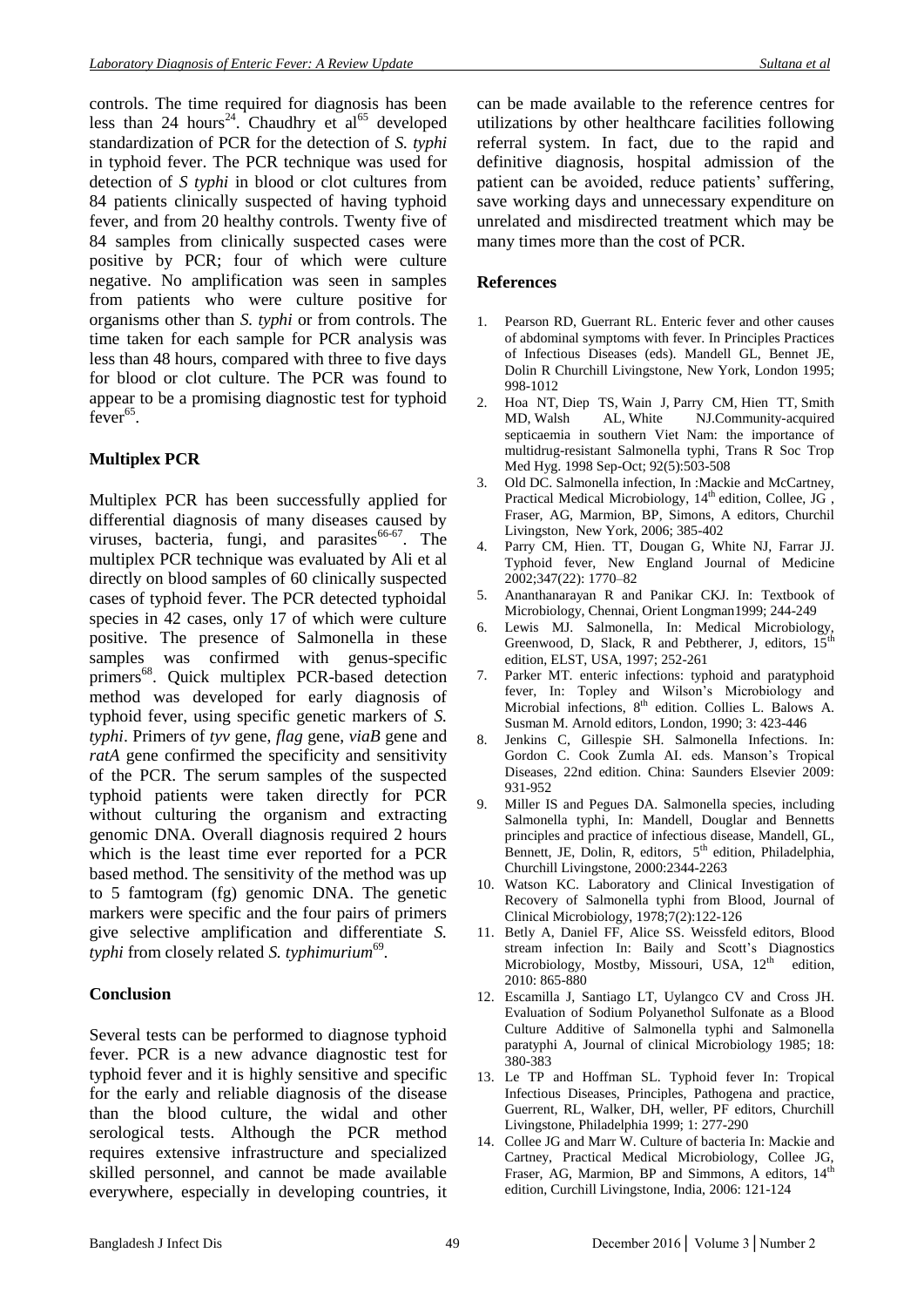controls. The time required for diagnosis has been less than 24 hours[24]. Chaudhry et al[65] developed standardization of PCR for the detection of *S. typhi* in typhoid fever. The PCR technique was used for detection of *S typhi* in blood or clot cultures from 84 patients clinically suspected of having typhoid fever, and from 20 healthy controls. Twenty five of 84 samples from clinically suspected cases were positive by PCR; four of which were culture negative. No amplification was seen in samples from patients who were culture positive for organisms other than *S. typhi* or from controls. The time taken for each sample for PCR analysis was less than 48 hours, compared with three to five days for blood or clot culture. The PCR was found to appear to be a promising diagnostic test for typhoid fever[65].

## Multiplex PCR

Multiplex PCR has been successfully applied for differential diagnosis of many diseases caused by viruses, bacteria, fungi, and parasites[66-67]. The multiplex PCR technique was evaluated by Ali et al directly on blood samples of 60 clinically suspected cases of typhoid fever. The PCR detected typhoidal species in 42 cases, only 17 of which were culture positive. The presence of Salmonella in these samples was confirmed with genus-specific primers[68]. Quick multiplex PCR-based detection method was developed for early diagnosis of typhoid fever, using specific genetic markers of *S. typhi*. Primers of *tyv* gene, *flag* gene, *viaB* gene and *ratA* gene confirmed the specificity and sensitivity of the PCR. The serum samples of the suspected typhoid patients were taken directly for PCR without culturing the organism and extracting genomic DNA. Overall diagnosis required 2 hours which is the least time ever reported for a PCR based method. The sensitivity of the method was up to 5 famtogram (fg) genomic DNA. The genetic markers were specific and the four pairs of primers give selective amplification and differentiate *S. typhi* from closely related *S. typhimurium*[69].

## Conclusion

Several tests can be performed to diagnose typhoid fever. PCR is a new advance diagnostic test for typhoid fever and it is highly sensitive and specific for the early and reliable diagnosis of the disease than the blood culture, the widal and other serological tests. Although the PCR method requires extensive infrastructure and specialized skilled personnel, and cannot be made available everywhere, especially in developing countries, it can be made available to the reference centres for utilizations by other healthcare facilities following referral system. In fact, due to the rapid and definitive diagnosis, hospital admission of the patient can be avoided, reduce patients' suffering, save working days and unnecessary expenditure on unrelated and misdirected treatment which may be many times more than the cost of PCR.

## References

1. Pearson RD, Guerrant RL. Enteric fever and other causes of abdominal symptoms with fever. In Principles Practices of Infectious Diseases (eds). Mandell GL, Bennet JE, Dolin R Churchill Livingstone, New York, London 1995; 998-1012
2. Hoa NT, Diep TS, Wain J, Parry CM, Hien TT, Smith MD, Walsh AL, White NJ.Community-acquired septicaemia in southern Viet Nam: the importance of multidrug-resistant Salmonella typhi, Trans R Soc Trop Med Hyg. 1998 Sep-Oct; 92(5):503-508
3. Old DC. Salmonella infection, In :Mackie and McCartney, Practical Medical Microbiology, 14th edition, Collee, JG , Fraser, AG, Marmion, BP, Simons, A editors, Churchil Livingston, New York, 2006; 385-402
4. Parry CM, Hien. TT, Dougan G, White NJ, Farrar JJ. Typhoid fever, New England Journal of Medicine 2002;347(22): 1770–82
5. Ananthanarayan R and Panikar CKJ. In: Textbook of Microbiology, Chennai, Orient Longman1999; 244-249
6. Lewis MJ. Salmonella, In: Medical Microbiology, Greenwood, D, Slack, R and Pebtherer, J, editors, 15th edition, ELST, USA, 1997; 252-261
7. Parker MT. enteric infections: typhoid and paratyphoid fever, In: Topley and Wilson's Microbiology and Microbial infections, 8th edition. Collies L. Balows A. Susman M. Arnold editors, London, 1990; 3: 423-446
8. Jenkins C, Gillespie SH. Salmonella Infections. In: Gordon C. Cook Zumla AI. eds. Manson's Tropical Diseases, 22nd edition. China: Saunders Elsevier 2009: 931-952
9. Miller IS and Pegues DA. Salmonella species, including Salmonella typhi, In: Mandell, Douglar and Bennetts principles and practice of infectious disease, Mandell, GL, Bennett, JE, Dolin, R, editors, 5th edition, Philadelphia, Churchill Livingstone, 2000:2344-2263
10. Watson KC. Laboratory and Clinical Investigation of Recovery of Salmonella typhi from Blood, Journal of Clinical Microbiology, 1978;7(2):122-126
11. Betly A, Daniel FF, Alice SS. Weissfeld editors, Blood stream infection In: Baily and Scott's Diagnostics Microbiology, Mostby, Missouri, USA, 12th edition, 2010: 865-880
12. Escamilla J, Santiago LT, Uylangco CV and Cross JH. Evaluation of Sodium Polyanethol Sulfonate as a Blood Culture Additive of Salmonella typhi and Salmonella paratyphi A, Journal of clinical Microbiology 1985; 18: 380-383
13. Le TP and Hoffman SL. Typhoid fever In: Tropical Infectious Diseases, Principles, Pathogena and practice, Guerrent, RL, Walker, DH, weller, PF editors, Churchill Livingstone, Philadelphia 1999; 1: 277-290
14. Collee JG and Marr W. Culture of bacteria In: Mackie and Cartney, Practical Medical Microbiology, Collee JG, Fraser, AG, Marmion, BP and Simmons, A editors, 14th edition, Curchill Livingstone, India, 2006: 121-124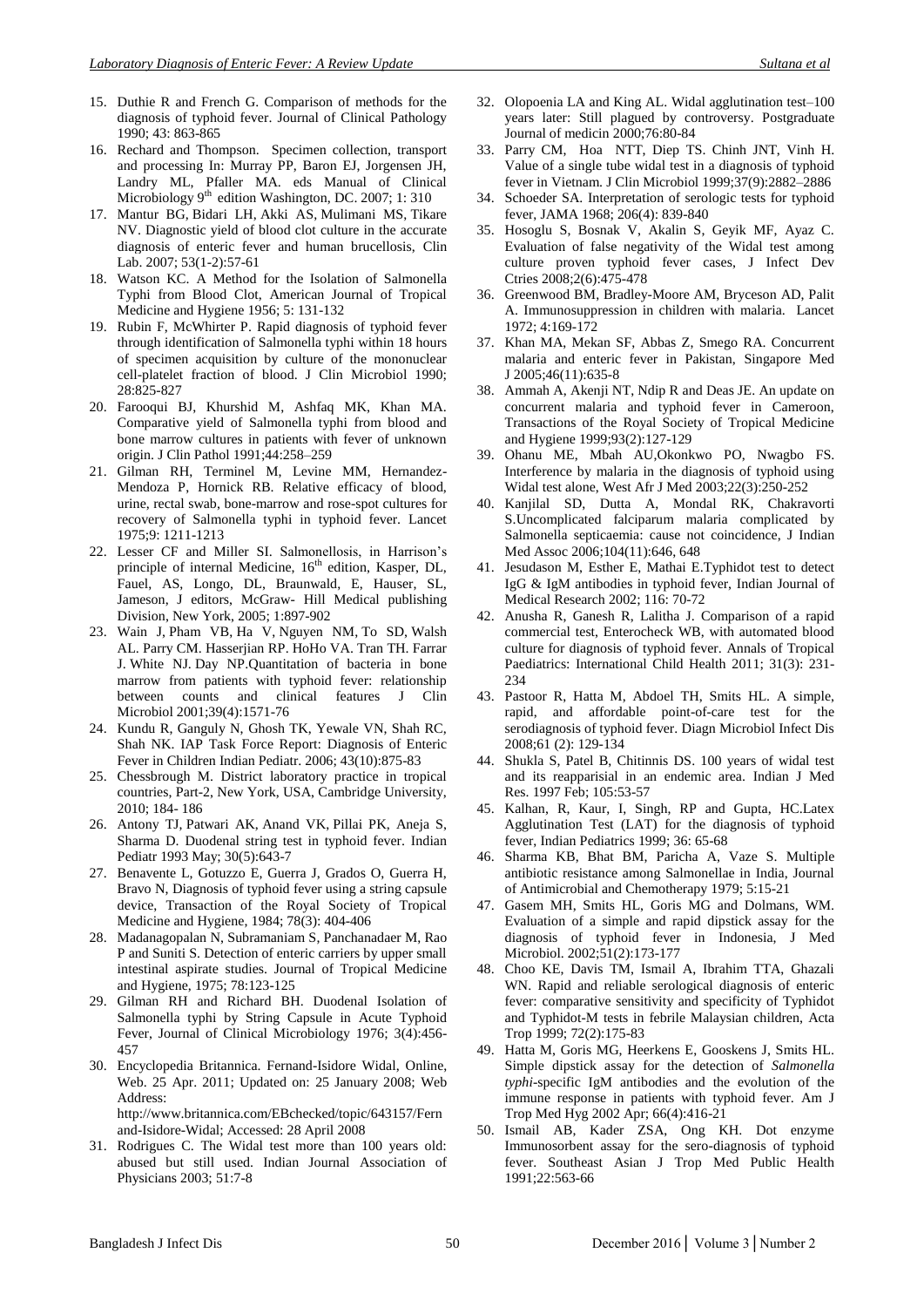15. Duthie R and French G. Comparison of methods for the diagnosis of typhoid fever. Journal of Clinical Pathology 1990; 43: 863-865
16. Rechard and Thompson. Specimen collection, transport and processing In: Murray PP, Baron EJ, Jorgensen JH, Landry ML, Pfaller MA. eds Manual of Clinical Microbiology 9th edition Washington, DC. 2007; 1: 310
17. Mantur BG, Bidari LH, Akki AS, Mulimani MS, Tikare NV. Diagnostic yield of blood clot culture in the accurate diagnosis of enteric fever and human brucellosis, Clin Lab. 2007; 53(1-2):57-61
18. Watson KC. A Method for the Isolation of Salmonella Typhi from Blood Clot, American Journal of Tropical Medicine and Hygiene 1956; 5: 131-132
19. Rubin F, McWhirter P. Rapid diagnosis of typhoid fever through identification of Salmonella typhi within 18 hours of specimen acquisition by culture of the mononuclear cell-platelet fraction of blood. J Clin Microbiol 1990; 28:825-827
20. Farooqui BJ, Khurshid M, Ashfaq MK, Khan MA. Comparative yield of Salmonella typhi from blood and bone marrow cultures in patients with fever of unknown origin. J Clin Pathol 1991;44:258–259
21. Gilman RH, Terminel M, Levine MM, Hernandez-Mendoza P, Hornick RB. Relative efficacy of blood, urine, rectal swab, bone-marrow and rose-spot cultures for recovery of Salmonella typhi in typhoid fever. Lancet 1975;9: 1211-1213
22. Lesser CF and Miller SI. Salmonellosis, in Harrison's principle of internal Medicine, 16th edition, Kasper, DL, Fauel, AS, Longo, DL, Braunwald, E, Hauser, SL, Jameson, J editors, McGraw- Hill Medical publishing Division, New York, 2005; 1:897-902
23. Wain J, Pham VB, Ha V, Nguyen NM, To SD, Walsh AL. Parry CM. Hasserjian RP. HoHo VA. Tran TH. Farrar J. White NJ. Day NP.Quantitation of bacteria in bone marrow from patients with typhoid fever: relationship between counts and clinical features J Clin Microbiol 2001;39(4):1571-76
24. Kundu R, Ganguly N, Ghosh TK, Yewale VN, Shah RC, Shah NK. IAP Task Force Report: Diagnosis of Enteric Fever in Children Indian Pediatr. 2006; 43(10):875-83
25. Chessbrough M. District laboratory practice in tropical countries, Part-2, New York, USA, Cambridge University, 2010; 184- 186
26. Antony TJ, Patwari AK, Anand VK, Pillai PK, Aneja S, Sharma D. Duodenal string test in typhoid fever. Indian Pediatr 1993 May; 30(5):643-7
27. Benavente L, Gotuzzo E, Guerra J, Grados O, Guerra H, Bravo N, Diagnosis of typhoid fever using a string capsule device, Transaction of the Royal Society of Tropical Medicine and Hygiene, 1984; 78(3): 404-406
28. Madanagopalan N, Subramaniam S, Panchanadaer M, Rao P and Suniti S. Detection of enteric carriers by upper small intestinal aspirate studies. Journal of Tropical Medicine and Hygiene, 1975; 78:123-125
29. Gilman RH and Richard BH. Duodenal Isolation of Salmonella typhi by String Capsule in Acute Typhoid Fever, Journal of Clinical Microbiology 1976; 3(4):456-457
30. Encyclopedia Britannica. Fernand-Isidore Widal, Online, Web. 25 Apr. 2011; Updated on: 25 January 2008; Web Address: http://www.britannica.com/EBchecked/topic/643157/Fernand-Isidore-Widal; Accessed: 28 April 2008
31. Rodrigues C. The Widal test more than 100 years old: abused but still used. Indian Journal Association of Physicians 2003; 51:7-8
32. Olopoenia LA and King AL. Widal agglutination test–100 years later: Still plagued by controversy. Postgraduate Journal of medicin 2000;76:80-84
33. Parry CM, Hoa NTT, Diep TS. Chinh JNT, Vinh H. Value of a single tube widal test in a diagnosis of typhoid fever in Vietnam. J Clin Microbiol 1999;37(9):2882–2886
34. Schoeder SA. Interpretation of serologic tests for typhoid fever, JAMA 1968; 206(4): 839-840
35. Hosoglu S, Bosnak V, Akalin S, Geyik MF, Ayaz C. Evaluation of false negativity of the Widal test among culture proven typhoid fever cases, J Infect Dev Ctries 2008;2(6):475-478
36. Greenwood BM, Bradley-Moore AM, Bryceson AD, Palit A. Immunosuppression in children with malaria. Lancet 1972; 4:169-172
37. Khan MA, Mekan SF, Abbas Z, Smego RA. Concurrent malaria and enteric fever in Pakistan, Singapore Med J 2005;46(11):635-8
38. Ammah A, Akenji NT, Ndip R and Deas JE. An update on concurrent malaria and typhoid fever in Cameroon, Transactions of the Royal Society of Tropical Medicine and Hygiene 1999;93(2):127-129
39. Ohanu ME, Mbah AU,Okonkwo PO, Nwagbo FS. Interference by malaria in the diagnosis of typhoid using Widal test alone, West Afr J Med 2003;22(3):250-252
40. Kanjilal SD, Dutta A, Mondal RK, Chakravorti S.Uncomplicated falciparum malaria complicated by Salmonella septicaemia: cause not coincidence, J Indian Med Assoc 2006;104(11):646, 648
41. Jesudason M, Esther E, Mathai E.Typhidot test to detect IgG & IgM antibodies in typhoid fever, Indian Journal of Medical Research 2002; 116: 70-72
42. Anusha R, Ganesh R, Lalitha J. Comparison of a rapid commercial test, Enterocheck WB, with automated blood culture for diagnosis of typhoid fever. Annals of Tropical Paediatrics: International Child Health 2011; 31(3): 231-234
43. Pastoor R, Hatta M, Abdoel TH, Smits HL. A simple, rapid, and affordable point-of-care test for the serodiagnosis of typhoid fever. Diagn Microbiol Infect Dis 2008;61 (2): 129-134
44. Shukla S, Patel B, Chitinnis DS. 100 years of widal test and its reapparisial in an endemic area. Indian J Med Res. 1997 Feb; 105:53-57
45. Kalhan, R, Kaur, I, Singh, RP and Gupta, HC.Latex Agglutination Test (LAT) for the diagnosis of typhoid fever, Indian Pediatrics 1999; 36: 65-68
46. Sharma KB, Bhat BM, Paricha A, Vaze S. Multiple antibiotic resistance among Salmonellae in India, Journal of Antimicrobial and Chemotherapy 1979; 5:15-21
47. Gasem MH, Smits HL, Goris MG and Dolmans, WM. Evaluation of a simple and rapid dipstick assay for the diagnosis of typhoid fever in Indonesia, J Med Microbiol. 2002;51(2):173-177
48. Choo KE, Davis TM, Ismail A, Ibrahim TTA, Ghazali WN. Rapid and reliable serological diagnosis of enteric fever: comparative sensitivity and specificity of Typhidot and Typhidot-M tests in febrile Malaysian children, Acta Trop 1999; 72(2):175-83
49. Hatta M, Goris MG, Heerkens E, Gooskens J, Smits HL. Simple dipstick assay for the detection of *Salmonella typhi*-specific IgM antibodies and the evolution of the immune response in patients with typhoid fever. Am J Trop Med Hyg 2002 Apr; 66(4):416-21
50. Ismail AB, Kader ZSA, Ong KH. Dot enzyme Immunosorbent assay for the sero-diagnosis of typhoid fever. Southeast Asian J Trop Med Public Health 1991;22:563-66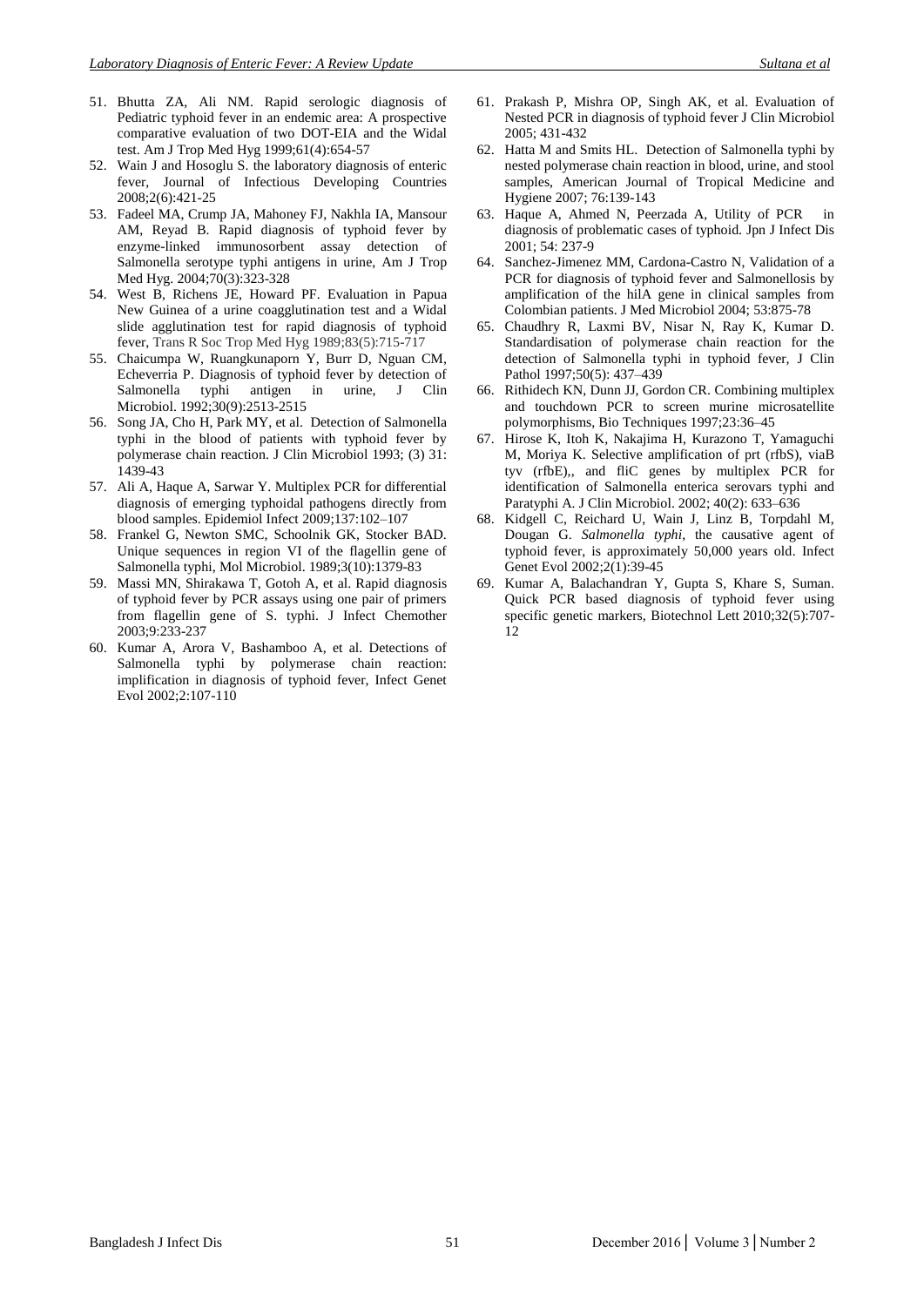51. Bhutta ZA, Ali NM. Rapid serologic diagnosis of Pediatric typhoid fever in an endemic area: A prospective comparative evaluation of two DOT-EIA and the Widal test. Am J Trop Med Hyg 1999;61(4):654-57
52. Wain J and Hosoglu S. the laboratory diagnosis of enteric fever, Journal of Infectious Developing Countries 2008;2(6):421-25
53. Fadeel MA, Crump JA, Mahoney FJ, Nakhla IA, Mansour AM, Reyad B. Rapid diagnosis of typhoid fever by enzyme-linked immunosorbent assay detection of Salmonella serotype typhi antigens in urine, Am J Trop Med Hyg. 2004;70(3):323-328
54. West B, Richens JE, Howard PF. Evaluation in Papua New Guinea of a urine coagglutination test and a Widal slide agglutination test for rapid diagnosis of typhoid fever, Trans R Soc Trop Med Hyg 1989;83(5):715-717
55. Chaicumpa W, Ruangkunaporn Y, Burr D, Nguan CM, Echeverria P. Diagnosis of typhoid fever by detection of Salmonella typhi antigen in urine, J Clin Microbiol. 1992;30(9):2513-2515
56. Song JA, Cho H, Park MY, et al. Detection of Salmonella typhi in the blood of patients with typhoid fever by polymerase chain reaction. J Clin Microbiol 1993; (3) 31: 1439-43
57. Ali A, Haque A, Sarwar Y. Multiplex PCR for differential diagnosis of emerging typhoidal pathogens directly from blood samples. Epidemiol Infect 2009;137:102–107
58. Frankel G, Newton SMC, Schoolnik GK, Stocker BAD. Unique sequences in region VI of the flagellin gene of Salmonella typhi, Mol Microbiol. 1989;3(10):1379-83
59. Massi MN, Shirakawa T, Gotoh A, et al. Rapid diagnosis of typhoid fever by PCR assays using one pair of primers from flagellin gene of S. typhi. J Infect Chemother 2003;9:233-237
60. Kumar A, Arora V, Bashamboo A, et al. Detections of Salmonella typhi by polymerase chain reaction: implification in diagnosis of typhoid fever, Infect Genet Evol 2002;2:107-110
61. Prakash P, Mishra OP, Singh AK, et al. Evaluation of Nested PCR in diagnosis of typhoid fever J Clin Microbiol 2005; 431-432
62. Hatta M and Smits HL. Detection of Salmonella typhi by nested polymerase chain reaction in blood, urine, and stool samples, American Journal of Tropical Medicine and Hygiene 2007; 76:139-143
63. Haque A, Ahmed N, Peerzada A, Utility of PCR in diagnosis of problematic cases of typhoid. Jpn J Infect Dis 2001; 54: 237-9
64. Sanchez-Jimenez MM, Cardona-Castro N, Validation of a PCR for diagnosis of typhoid fever and Salmonellosis by amplification of the hilA gene in clinical samples from Colombian patients. J Med Microbiol 2004; 53:875-78
65. Chaudhry R, Laxmi BV, Nisar N, Ray K, Kumar D. Standardisation of polymerase chain reaction for the detection of Salmonella typhi in typhoid fever, J Clin Pathol 1997;50(5): 437–439
66. Rithidech KN, Dunn JJ, Gordon CR. Combining multiplex and touchdown PCR to screen murine microsatellite polymorphisms, Bio Techniques 1997;23:36–45
67. Hirose K, Itoh K, Nakajima H, Kurazono T, Yamaguchi M, Moriya K. Selective amplification of prt (rfbS), viaB tyv (rfbE),, and fliC genes by multiplex PCR for identification of Salmonella enterica serovars typhi and Paratyphi A. J Clin Microbiol. 2002; 40(2): 633–636
68. Kidgell C, Reichard U, Wain J, Linz B, Torpdahl M, Dougan G. *Salmonella typhi*, the causative agent of typhoid fever, is approximately 50,000 years old. Infect Genet Evol 2002;2(1):39-45
69. Kumar A, Balachandran Y, Gupta S, Khare S, Suman. Quick PCR based diagnosis of typhoid fever using specific genetic markers, Biotechnol Lett 2010;32(5):707-12